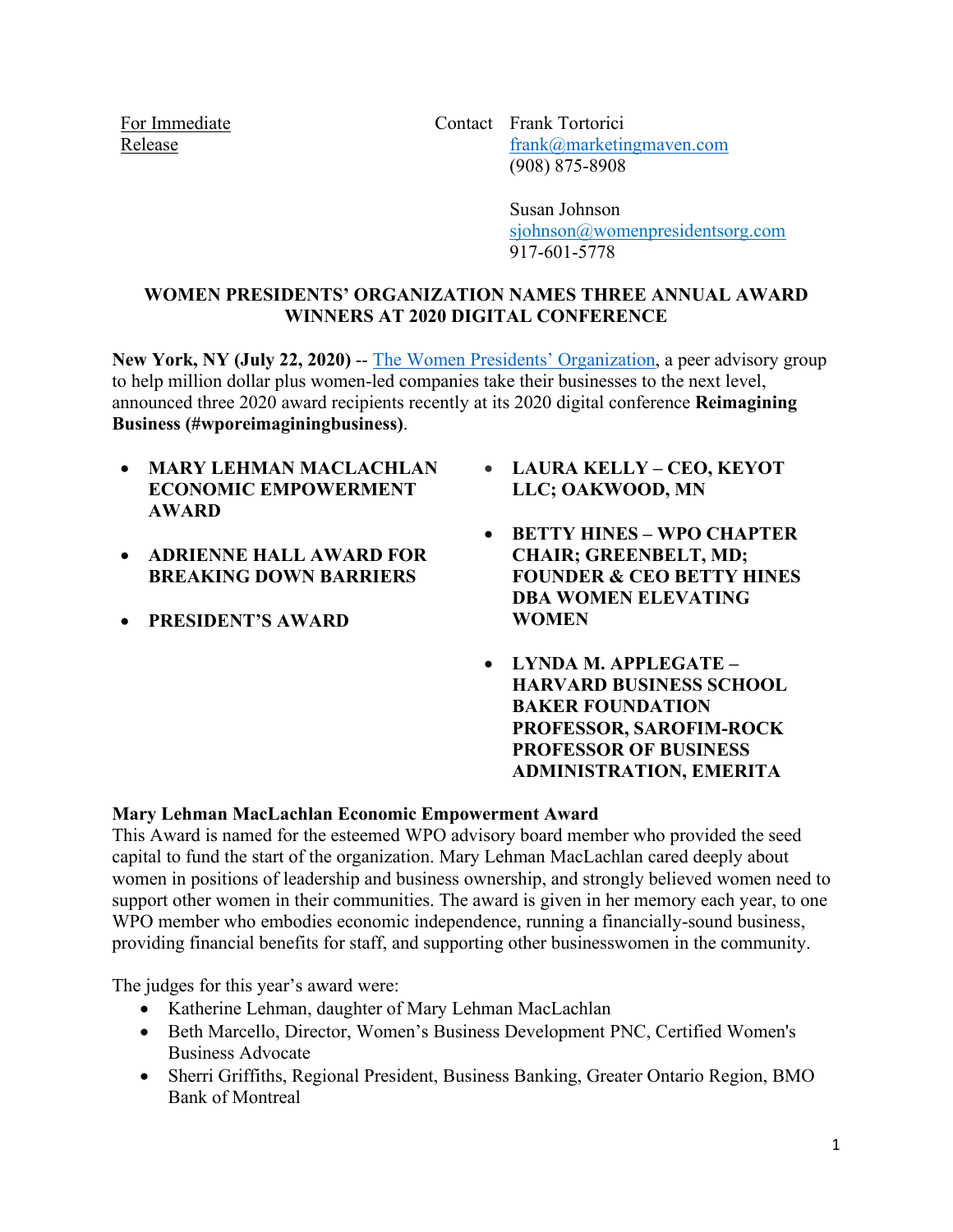For Immediate Release

Contact Frank Tortorici
frank@marketingmaven.com
(908) 875-8908

Susan Johnson
sjohnson@womenpresidentsorg.com
917-601-5778

**WOMEN PRESIDENTS' ORGANIZATION NAMES THREE ANNUAL AWARD WINNERS AT 2020 DIGITAL CONFERENCE**

**New York, NY (July 22, 2020)** -- The Women Presidents' Organization, a peer advisory group to help million dollar plus women-led companies take their businesses to the next level, announced three 2020 award recipients recently at its 2020 digital conference **Reimagining Business (#wporeimaginingbusiness)**.

- **MARY LEHMAN MACLACHLAN ECONOMIC EMPOWERMENT AWARD** – **LAURA KELLY – CEO, KEYOT LLC; OAKWOOD, MN**
- **ADRIENNE HALL AWARD FOR BREAKING DOWN BARRIERS** – **BETTY HINES – WPO CHAPTER CHAIR; GREENBELT, MD; FOUNDER & CEO BETTY HINES DBA WOMEN ELEVATING WOMEN**
- **PRESIDENT'S AWARD** – **LYNDA M. APPLEGATE – HARVARD BUSINESS SCHOOL BAKER FOUNDATION PROFESSOR, SAROFIM-ROCK PROFESSOR OF BUSINESS ADMINISTRATION, EMERITA**

**Mary Lehman MacLachlan Economic Empowerment Award**

This Award is named for the esteemed WPO advisory board member who provided the seed capital to fund the start of the organization. Mary Lehman MacLachlan cared deeply about women in positions of leadership and business ownership, and strongly believed women need to support other women in their communities. The award is given in her memory each year, to one WPO member who embodies economic independence, running a financially-sound business, providing financial benefits for staff, and supporting other businesswomen in the community.

The judges for this year's award were:

- Katherine Lehman, daughter of Mary Lehman MacLachlan
- Beth Marcello, Director, Women's Business Development PNC, Certified Women's Business Advocate
- Sherri Griffiths, Regional President, Business Banking, Greater Ontario Region, BMO Bank of Montreal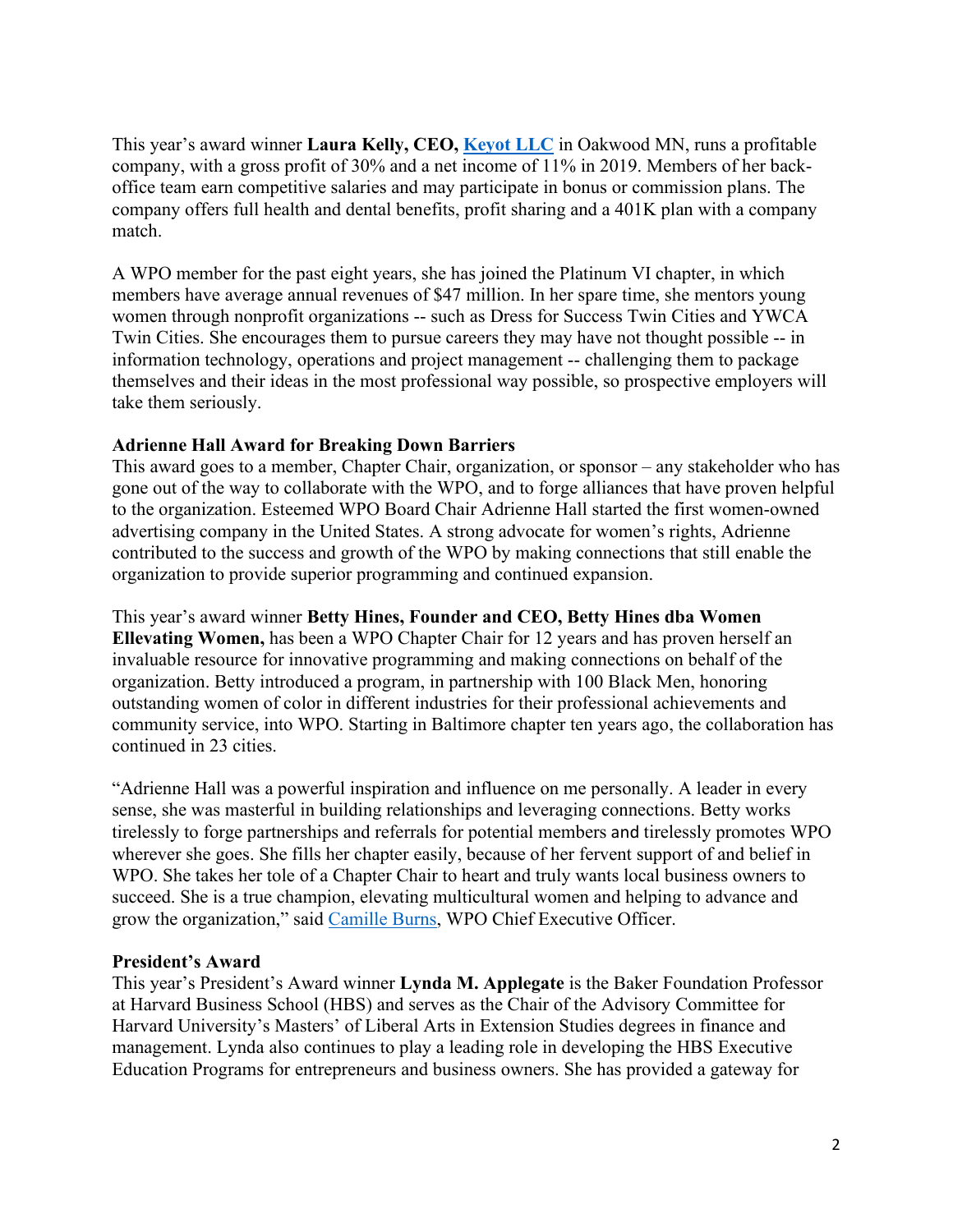This year's award winner **Laura Kelly, CEO, Keyot LLC** in Oakwood MN, runs a profitable company, with a gross profit of 30% and a net income of 11% in 2019. Members of her back-office team earn competitive salaries and may participate in bonus or commission plans. The company offers full health and dental benefits, profit sharing and a 401K plan with a company match.

A WPO member for the past eight years, she has joined the Platinum VI chapter, in which members have average annual revenues of $47 million. In her spare time, she mentors young women through nonprofit organizations -- such as Dress for Success Twin Cities and YWCA Twin Cities. She encourages them to pursue careers they may have not thought possible -- in information technology, operations and project management -- challenging them to package themselves and their ideas in the most professional way possible, so prospective employers will take them seriously.

**Adrienne Hall Award for Breaking Down Barriers**

This award goes to a member, Chapter Chair, organization, or sponsor – any stakeholder who has gone out of the way to collaborate with the WPO, and to forge alliances that have proven helpful to the organization. Esteemed WPO Board Chair Adrienne Hall started the first women-owned advertising company in the United States. A strong advocate for women's rights, Adrienne contributed to the success and growth of the WPO by making connections that still enable the organization to provide superior programming and continued expansion.

This year's award winner **Betty Hines, Founder and CEO, Betty Hines dba Women Ellevating Women,** has been a WPO Chapter Chair for 12 years and has proven herself an invaluable resource for innovative programming and making connections on behalf of the organization. Betty introduced a program, in partnership with 100 Black Men, honoring outstanding women of color in different industries for their professional achievements and community service, into WPO. Starting in Baltimore chapter ten years ago, the collaboration has continued in 23 cities.

"Adrienne Hall was a powerful inspiration and influence on me personally. A leader in every sense, she was masterful in building relationships and leveraging connections. Betty works tirelessly to forge partnerships and referrals for potential members and tirelessly promotes WPO wherever she goes. She fills her chapter easily, because of her fervent support of and belief in WPO. She takes her tole of a Chapter Chair to heart and truly wants local business owners to succeed. She is a true champion, elevating multicultural women and helping to advance and grow the organization," said Camille Burns, WPO Chief Executive Officer.

**President's Award**

This year's President's Award winner **Lynda M. Applegate** is the Baker Foundation Professor at Harvard Business School (HBS) and serves as the Chair of the Advisory Committee for Harvard University's Masters' of Liberal Arts in Extension Studies degrees in finance and management. Lynda also continues to play a leading role in developing the HBS Executive Education Programs for entrepreneurs and business owners. She has provided a gateway for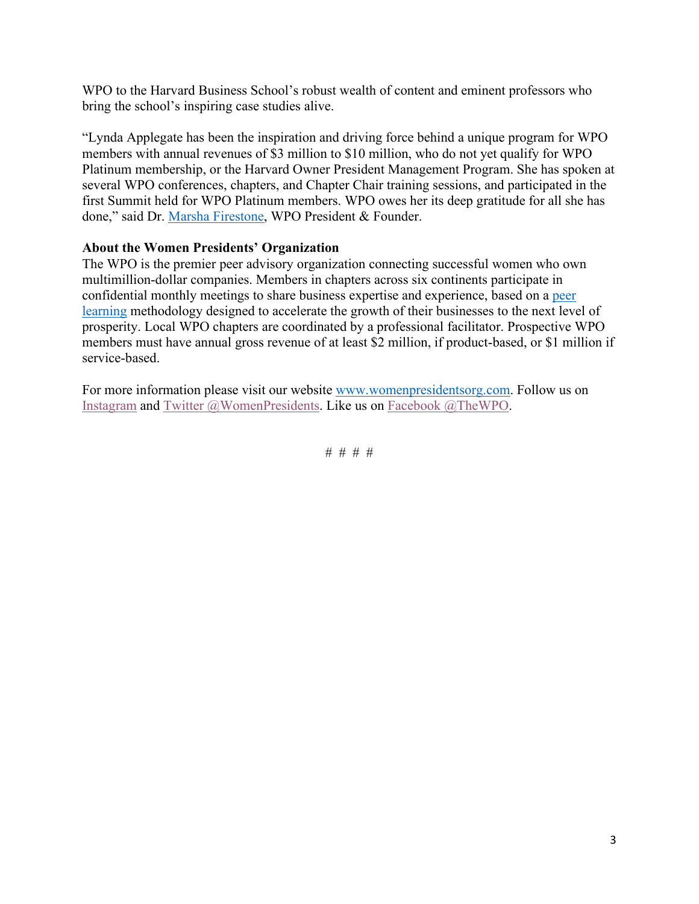WPO to the Harvard Business School's robust wealth of content and eminent professors who bring the school's inspiring case studies alive.

"Lynda Applegate has been the inspiration and driving force behind a unique program for WPO members with annual revenues of $3 million to $10 million, who do not yet qualify for WPO Platinum membership, or the Harvard Owner President Management Program. She has spoken at several WPO conferences, chapters, and Chapter Chair training sessions, and participated in the first Summit held for WPO Platinum members. WPO owes her its deep gratitude for all she has done," said Dr. Marsha Firestone, WPO President & Founder.

**About the Women Presidents' Organization**

The WPO is the premier peer advisory organization connecting successful women who own multimillion-dollar companies. Members in chapters across six continents participate in confidential monthly meetings to share business expertise and experience, based on a peer learning methodology designed to accelerate the growth of their businesses to the next level of prosperity. Local WPO chapters are coordinated by a professional facilitator. Prospective WPO members must have annual gross revenue of at least $2 million, if product-based, or $1 million if service-based.

For more information please visit our website www.womenpresidentsorg.com. Follow us on Instagram and Twitter @WomenPresidents. Like us on Facebook @TheWPO.

# # # #